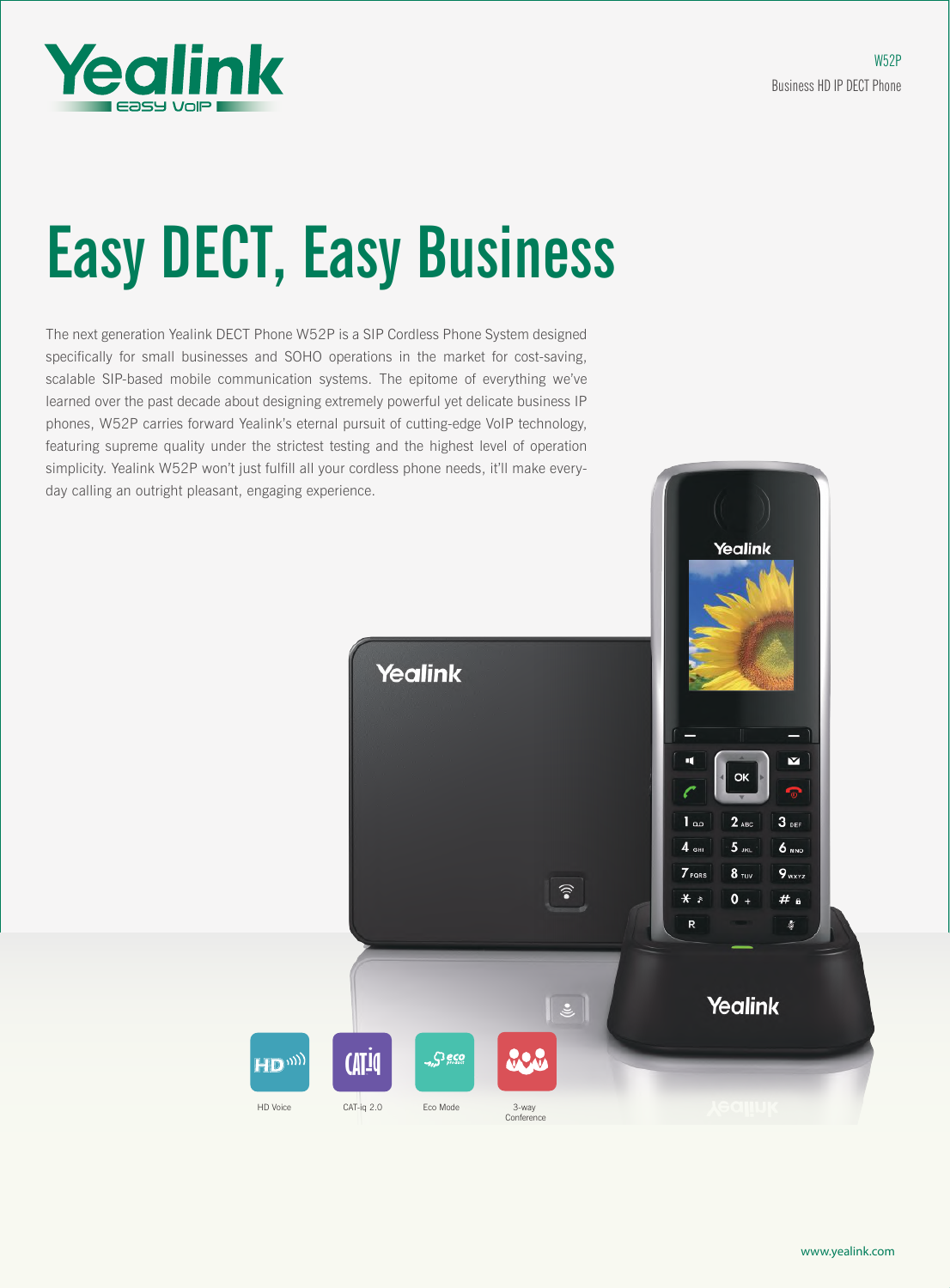W52P

Business HD IP DECT Phone

# Easy DECT, Easy Business

The next generation Yealink DECT Phone W52P is a SIP Cordless Phone System designed specifically for small businesses and SOHO operations in the market for cost-saving, scalable SIP-based mobile communication systems. The epitome of everything we've learned over the past decade about designing extremely powerful yet delicate business IP phones, W52P carries forward Yealink's eternal pursuit of cutting-edge VoIP technology, featuring supreme quality under the strictest testing and the highest level of operation simplicity. Yealink W52P won't just fulfill all your cordless phone needs, it'll make every-day calling an outright pleasant, engaging experience.

HD Voice

CAT-iq 2.0

Eco Mode

3-way Conference

www.yealink.com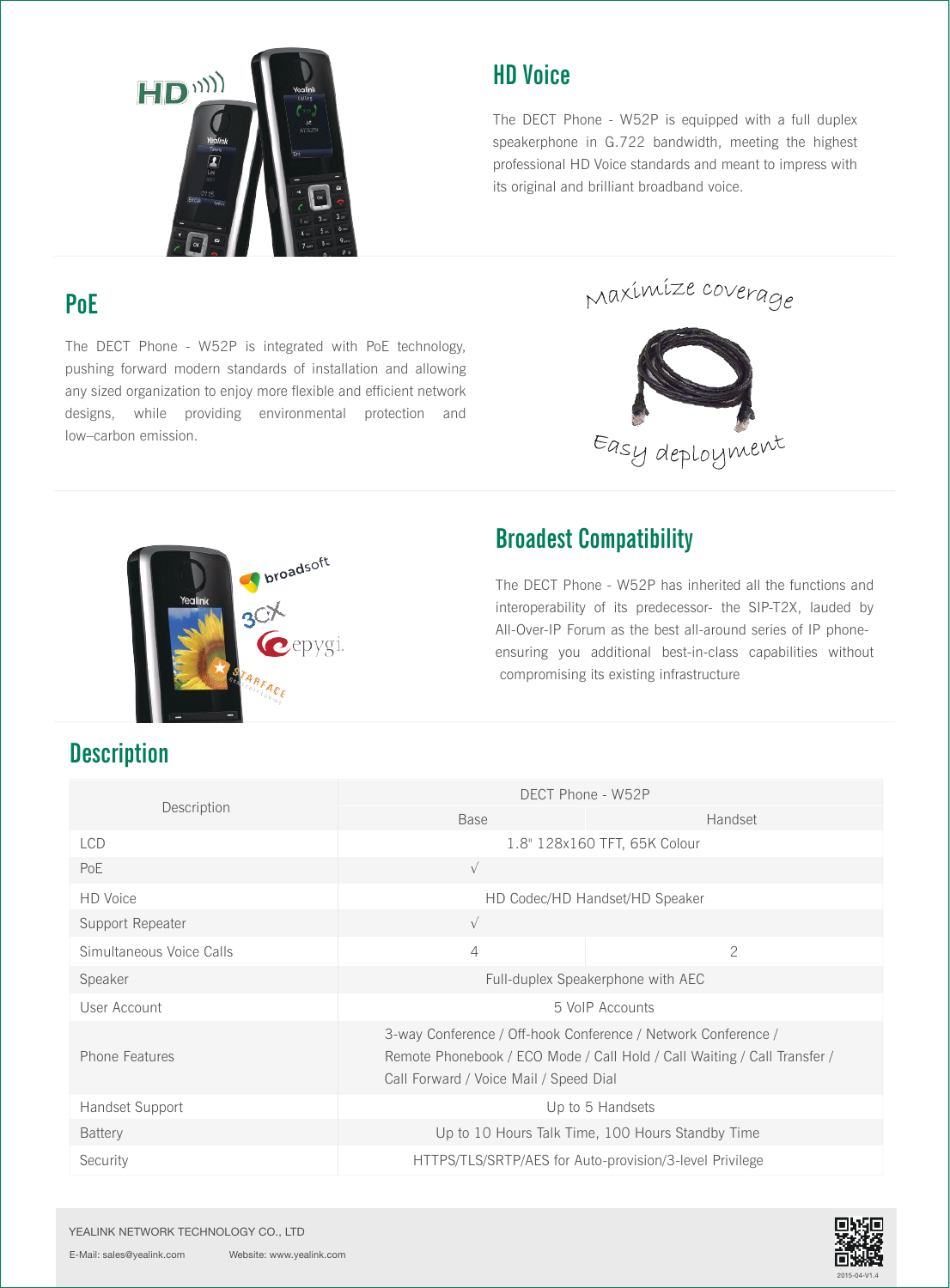## HD Voice

The DECT Phone - W52P is equipped with a full duplex speakerphone in G.722 bandwidth, meeting the highest professional HD Voice standards and meant to impress with its original and brilliant broadband voice.

## PoE

The DECT Phone - W52P is integrated with PoE technology, pushing forward modern standards of installation and allowing any sized organization to enjoy more flexible and efficient network designs, while providing environmental protection and low–carbon emission.

Maximize coverage

Easy deployment

## Broadest Compatibility

The DECT Phone - W52P has inherited all the functions and interoperability of its predecessor- the SIP-T2X, lauded by All-Over-IP Forum as the best all-around series of IP phone- ensuring you additional best-in-class capabilities without compromising its existing infrastructure

## Description

| Description | DECT Phone - W52P | |
|---|---|---|
| | Base | Handset |
| LCD | 1.8" 128x160 TFT, 65K Colour | |
| PoE | √ | |
| HD Voice | HD Codec/HD Handset/HD Speaker | |
| Support Repeater | √ | |
| Simultaneous Voice Calls | 4 | 2 |
| Speaker | Full-duplex Speakerphone with AEC | |
| User Account | 5 VoIP Accounts | |
| Phone Features | 3-way Conference / Off-hook Conference / Network Conference / Remote Phonebook / ECO Mode / Call Hold / Call Waiting / Call Transfer / Call Forward / Voice Mail / Speed Dial | |
| Handset Support | Up to 5 Handsets | |
| Battery | Up to 10 Hours Talk Time, 100 Hours Standby Time | |
| Security | HTTPS/TLS/SRTP/AES for Auto-provision/3-level Privilege | |

YEALINK NETWORK TECHNOLOGY CO., LTD

E-Mail: sales@yealink.com Website: www.yealink.com

2015-04-V1.4